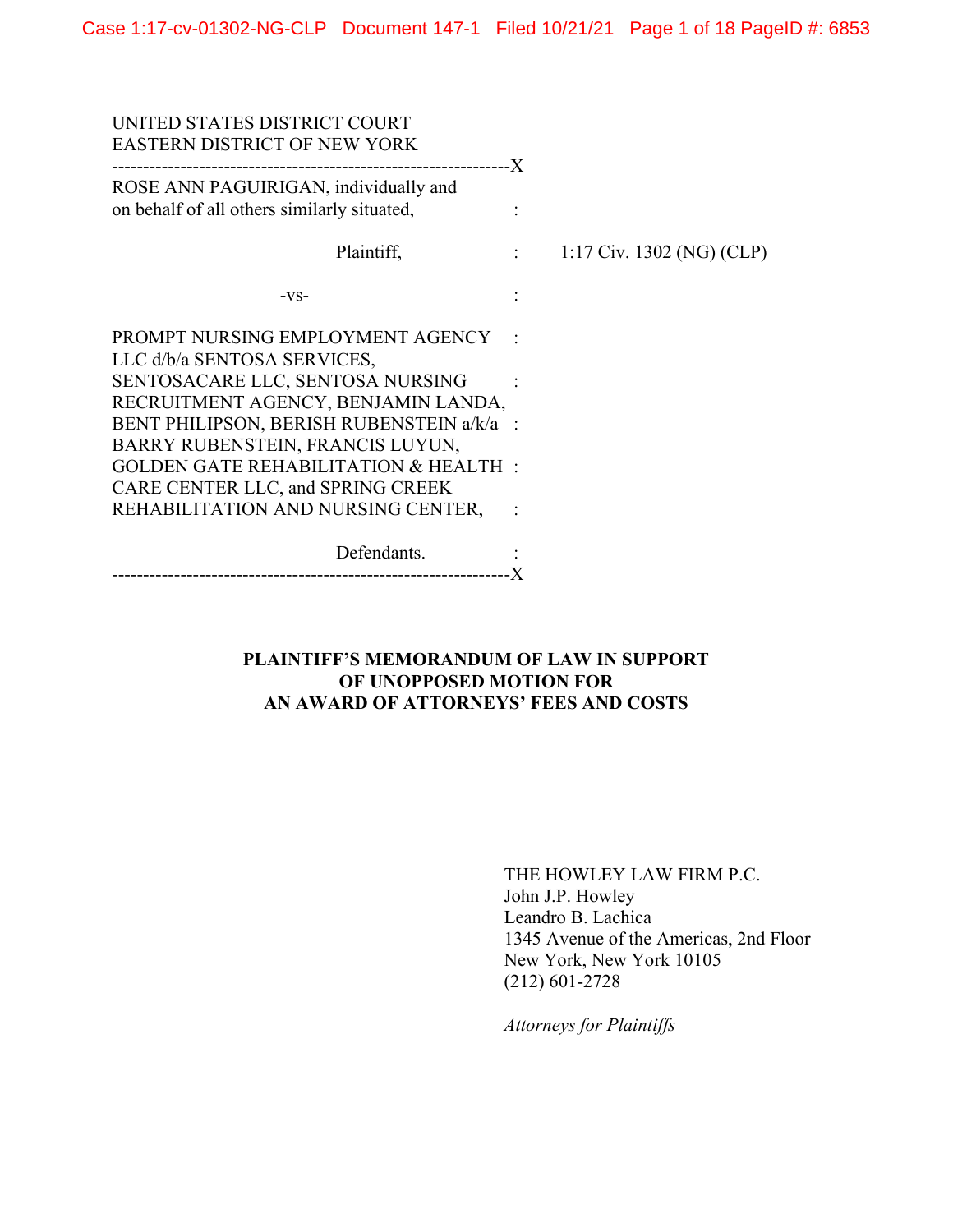UNITED STATES DISTRICT COURT
EASTERN DISTRICT OF NEW YORK

---

ROSE ANN PAGUIRIGAN, individually and on behalf of all others similarly situated,

Plaintiff,

-vs-

PROMPT NURSING EMPLOYMENT AGENCY LLC d/b/a SENTOSA SERVICES, SENTOSACARE LLC, SENTOSA NURSING RECRUITMENT AGENCY, BENJAMIN LANDA, BENT PHILIPSON, BERISH RUBENSTEIN a/k/a BARRY RUBENSTEIN, FRANCIS LUYUN, GOLDEN GATE REHABILITATION & HEALTH CARE CENTER LLC, and SPRING CREEK REHABILITATION AND NURSING CENTER,

Defendants.

---

1:17 Civ. 1302 (NG) (CLP)

**PLAINTIFF'S MEMORANDUM OF LAW IN SUPPORT OF UNOPPOSED MOTION FOR AN AWARD OF ATTORNEYS' FEES AND COSTS**

THE HOWLEY LAW FIRM P.C.
John J.P. Howley
Leandro B. Lachica
1345 Avenue of the Americas, 2nd Floor
New York, New York 10105
(212) 601-2728

*Attorneys for Plaintiffs*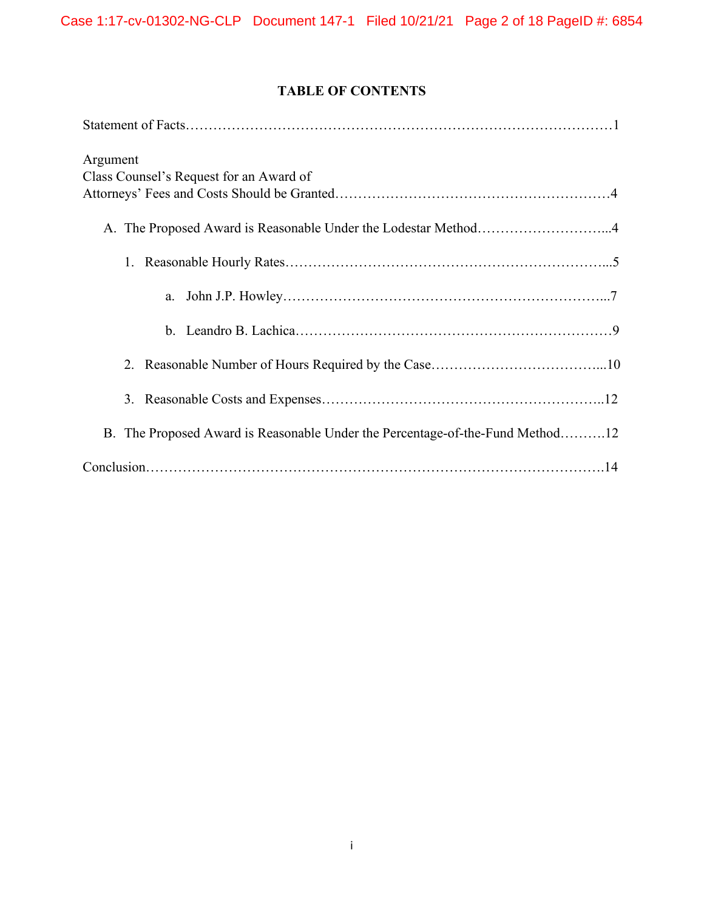**TABLE OF CONTENTS**

Statement of Facts……………………………………………………………………………………1

Argument
Class Counsel's Request for an Award of
Attorneys' Fees and Costs Should be Granted……………………………………………………4

A. The Proposed Award is Reasonable Under the Lodestar Method………………………...4

1. Reasonable Hourly Rates……………………………………………………………...5

a. John J.P. Howley……………………………………………………………...7

b. Leandro B. Lachica……………………………………………………………9

2. Reasonable Number of Hours Required by the Case………………………………...10

3. Reasonable Costs and Expenses……………………………………………………..12

B. The Proposed Award is Reasonable Under the Percentage-of-the-Fund Method……….12

Conclusion……………………………………………………………………………………….14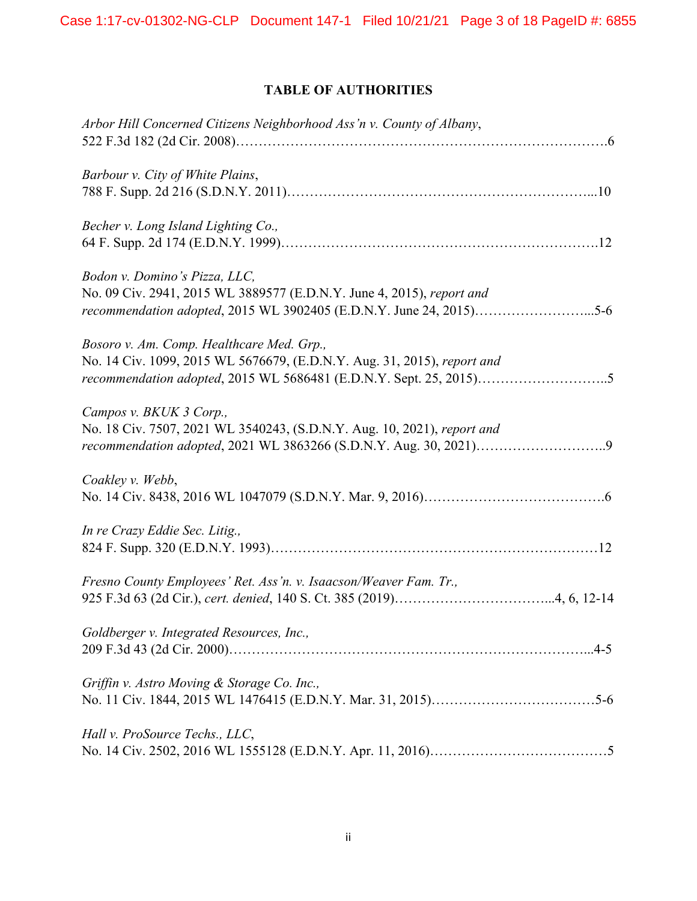## TABLE OF AUTHORITIES

*Arbor Hill Concerned Citizens Neighborhood Ass'n v. County of Albany*,
522 F.3d 182 (2d Cir. 2008)……………………………………………………………………….6

*Barbour v. City of White Plains*,
788 F. Supp. 2d 216 (S.D.N.Y. 2011)…………………………………………………………...10

*Becher v. Long Island Lighting Co.*,
64 F. Supp. 2d 174 (E.D.N.Y. 1999)…………………………………………………………….12

*Bodon v. Domino's Pizza, LLC*,
No. 09 Civ. 2941, 2015 WL 3889577 (E.D.N.Y. June 4, 2015), *report and recommendation adopted*, 2015 WL 3902405 (E.D.N.Y. June 24, 2015)……………………...5-6

*Bosoro v. Am. Comp. Healthcare Med. Grp.*,
No. 14 Civ. 1099, 2015 WL 5676679, (E.D.N.Y. Aug. 31, 2015), *report and recommendation adopted*, 2015 WL 5686481 (E.D.N.Y. Sept. 25, 2015)………………………..5

*Campos v. BKUK 3 Corp.*,
No. 18 Civ. 7507, 2021 WL 3540243, (S.D.N.Y. Aug. 10, 2021), *report and recommendation adopted*, 2021 WL 3863266 (S.D.N.Y. Aug. 30, 2021)………………………..9

*Coakley v. Webb*,
No. 14 Civ. 8438, 2016 WL 1047079 (S.D.N.Y. Mar. 9, 2016)………………………………….6

*In re Crazy Eddie Sec. Litig.*,
824 F. Supp. 320 (E.D.N.Y. 1993)………………………………………………………………12

*Fresno County Employees' Ret. Ass'n. v. Isaacson/Weaver Fam. Tr.*,
925 F.3d 63 (2d Cir.), *cert. denied*, 140 S. Ct. 385 (2019)……………………………...4, 6, 12-14

*Goldberger v. Integrated Resources, Inc.*,
209 F.3d 43 (2d Cir. 2000)……………………………………………………………………...4-5

*Griffin v. Astro Moving & Storage Co. Inc.*,
No. 11 Civ. 1844, 2015 WL 1476415 (E.D.N.Y. Mar. 31, 2015)………………………………5-6

*Hall v. ProSource Techs., LLC*,
No. 14 Civ. 2502, 2016 WL 1555128 (E.D.N.Y. Apr. 11, 2016)…………………………………5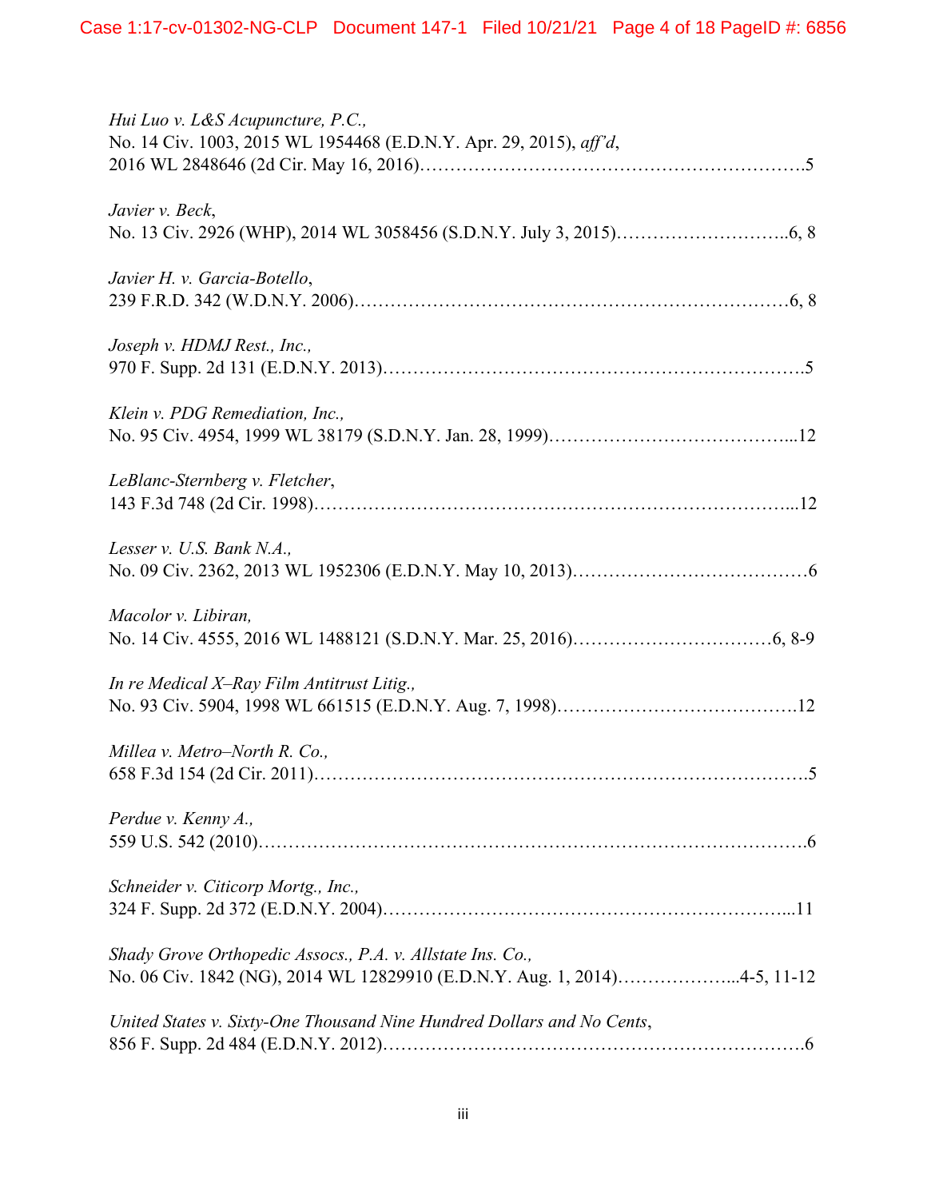*Hui Luo v. L&S Acupuncture, P.C.*,
No. 14 Civ. 1003, 2015 WL 1954468 (E.D.N.Y. Apr. 29, 2015), *aff'd*,
2016 WL 2848646 (2d Cir. May 16, 2016)……………………………………………………….5

*Javier v. Beck*,
No. 13 Civ. 2926 (WHP), 2014 WL 3058456 (S.D.N.Y. July 3, 2015)………………………..6, 8

*Javier H. v. Garcia-Botello*,
239 F.R.D. 342 (W.D.N.Y. 2006)……………………………………………………………6, 8

*Joseph v. HDMJ Rest., Inc.*,
970 F. Supp. 2d 131 (E.D.N.Y. 2013)………………………………………………………….5

*Klein v. PDG Remediation, Inc.*,
No. 95 Civ. 4954, 1999 WL 38179 (S.D.N.Y. Jan. 28, 1999)………………………………...12

*LeBlanc-Sternberg v. Fletcher*,
143 F.3d 748 (2d Cir. 1998)……………………………………………………………………...12

*Lesser v. U.S. Bank N.A.*,
No. 09 Civ. 2362, 2013 WL 1952306 (E.D.N.Y. May 10, 2013)…………………………………6

*Macolor v. Libiran*,
No. 14 Civ. 4555, 2016 WL 1488121 (S.D.N.Y. Mar. 25, 2016)……………………………6, 8-9

*In re Medical X–Ray Film Antitrust Litig.*,
No. 93 Civ. 5904, 1998 WL 661515 (E.D.N.Y. Aug. 7, 1998)………………………………….12

*Millea v. Metro–North R. Co.*,
658 F.3d 154 (2d Cir. 2011)……………………………………………………………………….5

*Perdue v. Kenny A.*,
559 U.S. 542 (2010)……………………………………………………………………………….6

*Schneider v. Citicorp Mortg., Inc.*,
324 F. Supp. 2d 372 (E.D.N.Y. 2004)…………………………………………………………...11

*Shady Grove Orthopedic Assocs., P.A. v. Allstate Ins. Co.*,
No. 06 Civ. 1842 (NG), 2014 WL 12829910 (E.D.N.Y. Aug. 1, 2014)………………...4-5, 11-12

*United States v. Sixty-One Thousand Nine Hundred Dollars and No Cents*,
856 F. Supp. 2d 484 (E.D.N.Y. 2012)…………………………………………………………….6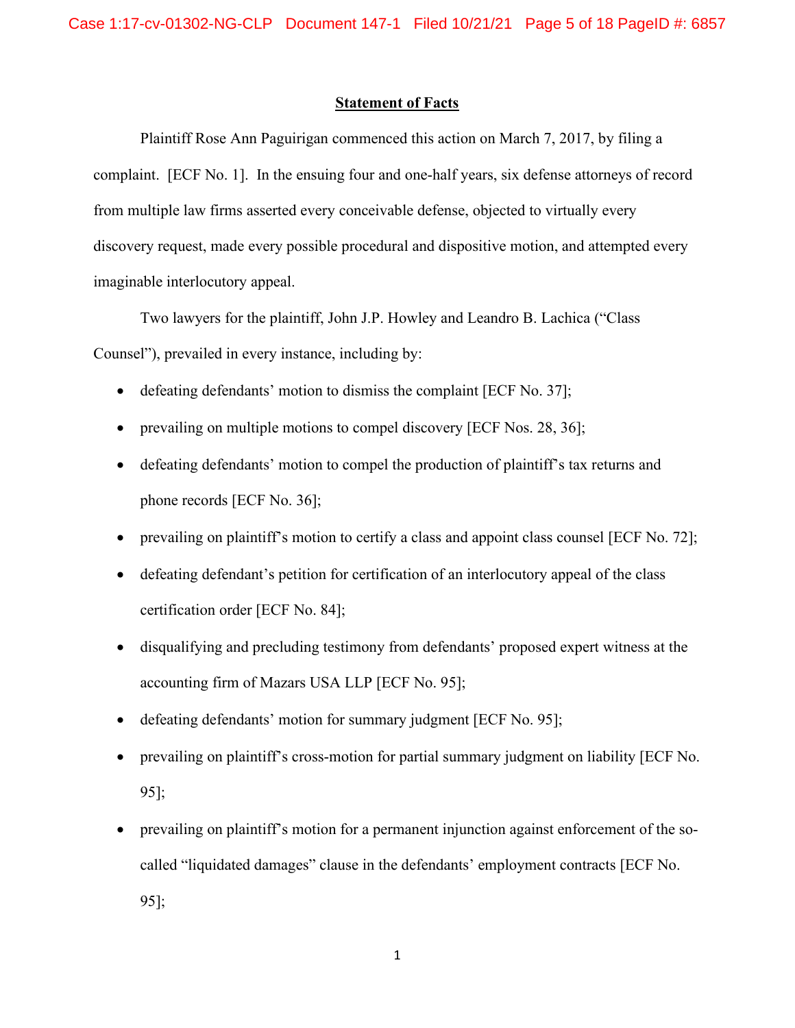## Statement of Facts

Plaintiff Rose Ann Paguirigan commenced this action on March 7, 2017, by filing a complaint. [ECF No. 1]. In the ensuing four and one-half years, six defense attorneys of record from multiple law firms asserted every conceivable defense, objected to virtually every discovery request, made every possible procedural and dispositive motion, and attempted every imaginable interlocutory appeal.

Two lawyers for the plaintiff, John J.P. Howley and Leandro B. Lachica ("Class Counsel"), prevailed in every instance, including by:

- defeating defendants' motion to dismiss the complaint [ECF No. 37];
- prevailing on multiple motions to compel discovery [ECF Nos. 28, 36];
- defeating defendants' motion to compel the production of plaintiff's tax returns and phone records [ECF No. 36];
- prevailing on plaintiff's motion to certify a class and appoint class counsel [ECF No. 72];
- defeating defendant's petition for certification of an interlocutory appeal of the class certification order [ECF No. 84];
- disqualifying and precluding testimony from defendants' proposed expert witness at the accounting firm of Mazars USA LLP [ECF No. 95];
- defeating defendants' motion for summary judgment [ECF No. 95];
- prevailing on plaintiff's cross-motion for partial summary judgment on liability [ECF No. 95];
- prevailing on plaintiff's motion for a permanent injunction against enforcement of the so-called "liquidated damages" clause in the defendants' employment contracts [ECF No. 95];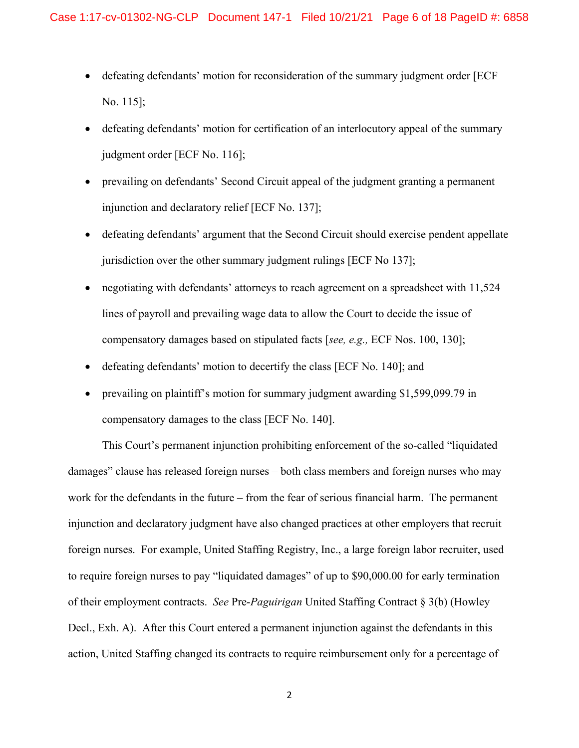- defeating defendants' motion for reconsideration of the summary judgment order [ECF No. 115];
- defeating defendants' motion for certification of an interlocutory appeal of the summary judgment order [ECF No. 116];
- prevailing on defendants' Second Circuit appeal of the judgment granting a permanent injunction and declaratory relief [ECF No. 137];
- defeating defendants' argument that the Second Circuit should exercise pendent appellate jurisdiction over the other summary judgment rulings [ECF No 137];
- negotiating with defendants' attorneys to reach agreement on a spreadsheet with 11,524 lines of payroll and prevailing wage data to allow the Court to decide the issue of compensatory damages based on stipulated facts [*see, e.g.,* ECF Nos. 100, 130];
- defeating defendants' motion to decertify the class [ECF No. 140]; and
- prevailing on plaintiff's motion for summary judgment awarding $1,599,099.79 in compensatory damages to the class [ECF No. 140].

This Court's permanent injunction prohibiting enforcement of the so-called "liquidated damages" clause has released foreign nurses – both class members and foreign nurses who may work for the defendants in the future – from the fear of serious financial harm. The permanent injunction and declaratory judgment have also changed practices at other employers that recruit foreign nurses. For example, United Staffing Registry, Inc., a large foreign labor recruiter, used to require foreign nurses to pay "liquidated damages" of up to $90,000.00 for early termination of their employment contracts. *See* Pre-*Paguirigan* United Staffing Contract § 3(b) (Howley Decl., Exh. A). After this Court entered a permanent injunction against the defendants in this action, United Staffing changed its contracts to require reimbursement only for a percentage of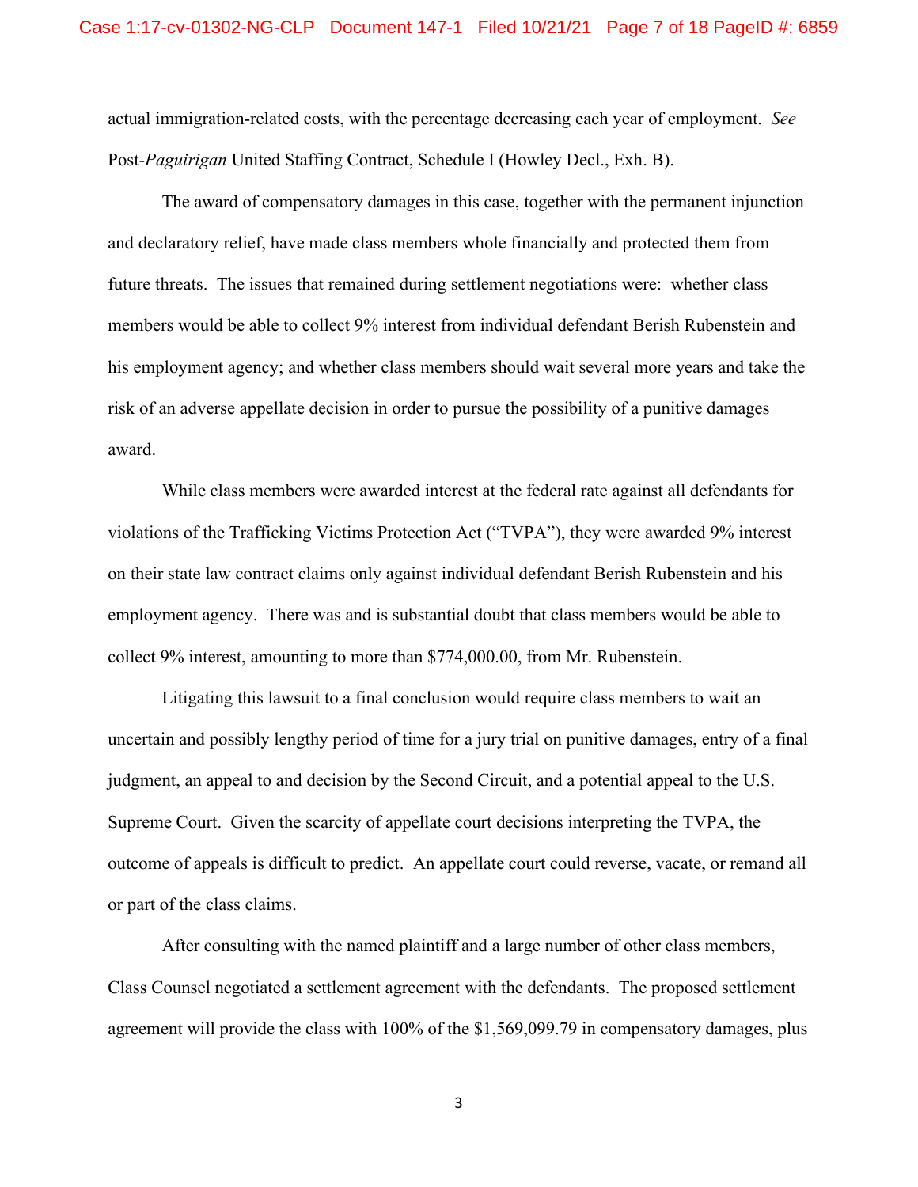actual immigration-related costs, with the percentage decreasing each year of employment. *See* Post-*Paguirigan* United Staffing Contract, Schedule I (Howley Decl., Exh. B).

The award of compensatory damages in this case, together with the permanent injunction and declaratory relief, have made class members whole financially and protected them from future threats. The issues that remained during settlement negotiations were: whether class members would be able to collect 9% interest from individual defendant Berish Rubenstein and his employment agency; and whether class members should wait several more years and take the risk of an adverse appellate decision in order to pursue the possibility of a punitive damages award.

While class members were awarded interest at the federal rate against all defendants for violations of the Trafficking Victims Protection Act ("TVPA"), they were awarded 9% interest on their state law contract claims only against individual defendant Berish Rubenstein and his employment agency. There was and is substantial doubt that class members would be able to collect 9% interest, amounting to more than $774,000.00, from Mr. Rubenstein.

Litigating this lawsuit to a final conclusion would require class members to wait an uncertain and possibly lengthy period of time for a jury trial on punitive damages, entry of a final judgment, an appeal to and decision by the Second Circuit, and a potential appeal to the U.S. Supreme Court. Given the scarcity of appellate court decisions interpreting the TVPA, the outcome of appeals is difficult to predict. An appellate court could reverse, vacate, or remand all or part of the class claims.

After consulting with the named plaintiff and a large number of other class members, Class Counsel negotiated a settlement agreement with the defendants. The proposed settlement agreement will provide the class with 100% of the $1,569,099.79 in compensatory damages, plus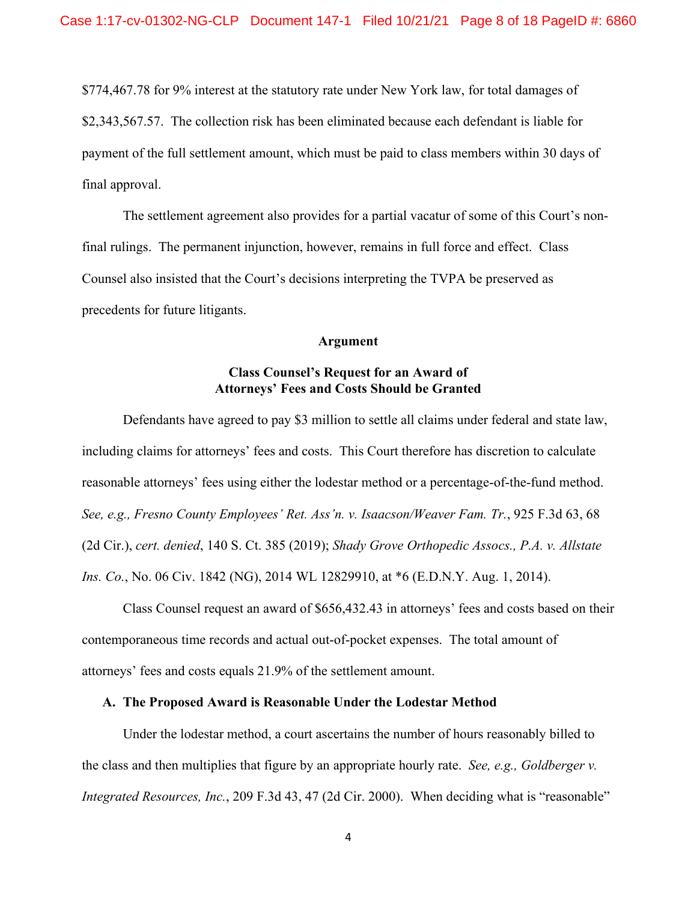$774,467.78 for 9% interest at the statutory rate under New York law, for total damages of $2,343,567.57. The collection risk has been eliminated because each defendant is liable for payment of the full settlement amount, which must be paid to class members within 30 days of final approval.

The settlement agreement also provides for a partial vacatur of some of this Court's non-final rulings. The permanent injunction, however, remains in full force and effect. Class Counsel also insisted that the Court's decisions interpreting the TVPA be preserved as precedents for future litigants.

**Argument**

**Class Counsel's Request for an Award of Attorneys' Fees and Costs Should be Granted**

Defendants have agreed to pay $3 million to settle all claims under federal and state law, including claims for attorneys' fees and costs. This Court therefore has discretion to calculate reasonable attorneys' fees using either the lodestar method or a percentage-of-the-fund method. *See, e.g., Fresno County Employees' Ret. Ass'n. v. Isaacson/Weaver Fam. Tr.*, 925 F.3d 63, 68 (2d Cir.), *cert. denied*, 140 S. Ct. 385 (2019); *Shady Grove Orthopedic Assocs., P.A. v. Allstate Ins. Co.*, No. 06 Civ. 1842 (NG), 2014 WL 12829910, at *6 (E.D.N.Y. Aug. 1, 2014).

Class Counsel request an award of $656,432.43 in attorneys' fees and costs based on their contemporaneous time records and actual out-of-pocket expenses. The total amount of attorneys' fees and costs equals 21.9% of the settlement amount.

**A. The Proposed Award is Reasonable Under the Lodestar Method**

Under the lodestar method, a court ascertains the number of hours reasonably billed to the class and then multiplies that figure by an appropriate hourly rate. *See, e.g., Goldberger v. Integrated Resources, Inc.*, 209 F.3d 43, 47 (2d Cir. 2000). When deciding what is "reasonable"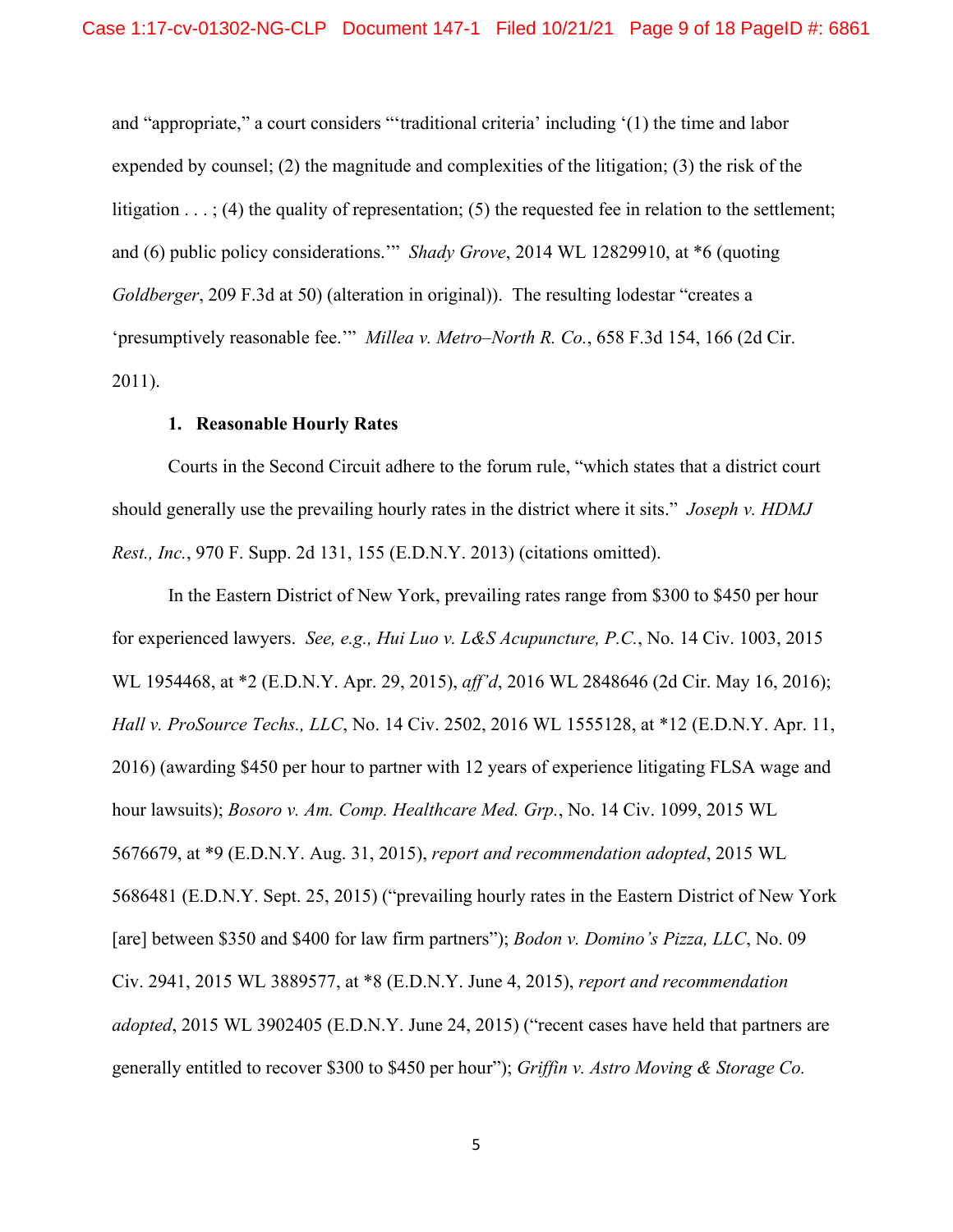and "appropriate," a court considers "'traditional criteria' including '(1) the time and labor expended by counsel; (2) the magnitude and complexities of the litigation; (3) the risk of the litigation . . . ; (4) the quality of representation; (5) the requested fee in relation to the settlement; and (6) public policy considerations.'" *Shady Grove*, 2014 WL 12829910, at *6 (quoting *Goldberger*, 209 F.3d at 50) (alteration in original)). The resulting lodestar "creates a 'presumptively reasonable fee.'" *Millea v. Metro–North R. Co.*, 658 F.3d 154, 166 (2d Cir. 2011).

### 1. Reasonable Hourly Rates

Courts in the Second Circuit adhere to the forum rule, "which states that a district court should generally use the prevailing hourly rates in the district where it sits." *Joseph v. HDMJ Rest., Inc.*, 970 F. Supp. 2d 131, 155 (E.D.N.Y. 2013) (citations omitted).

In the Eastern District of New York, prevailing rates range from $300 to $450 per hour for experienced lawyers. *See, e.g., Hui Luo v. L&S Acupuncture, P.C.*, No. 14 Civ. 1003, 2015 WL 1954468, at *2 (E.D.N.Y. Apr. 29, 2015), *aff'd*, 2016 WL 2848646 (2d Cir. May 16, 2016); *Hall v. ProSource Techs., LLC*, No. 14 Civ. 2502, 2016 WL 1555128, at *12 (E.D.N.Y. Apr. 11, 2016) (awarding $450 per hour to partner with 12 years of experience litigating FLSA wage and hour lawsuits); *Bosoro v. Am. Comp. Healthcare Med. Grp.*, No. 14 Civ. 1099, 2015 WL 5676679, at *9 (E.D.N.Y. Aug. 31, 2015), *report and recommendation adopted*, 2015 WL 5686481 (E.D.N.Y. Sept. 25, 2015) ("prevailing hourly rates in the Eastern District of New York [are] between $350 and $400 for law firm partners"); *Bodon v. Domino's Pizza, LLC*, No. 09 Civ. 2941, 2015 WL 3889577, at *8 (E.D.N.Y. June 4, 2015), *report and recommendation adopted*, 2015 WL 3902405 (E.D.N.Y. June 24, 2015) ("recent cases have held that partners are generally entitled to recover $300 to $450 per hour"); *Griffin v. Astro Moving & Storage Co.*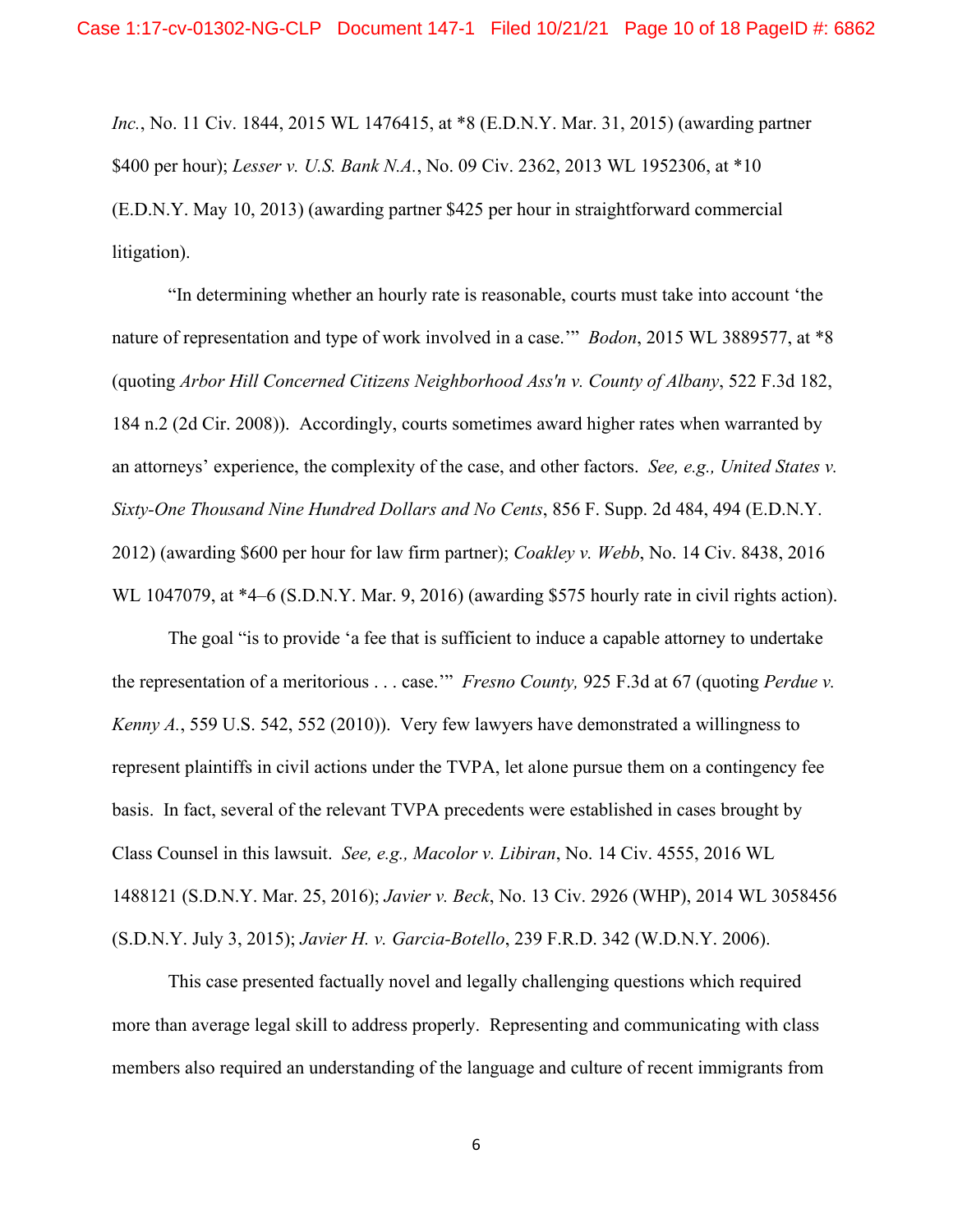*Inc.*, No. 11 Civ. 1844, 2015 WL 1476415, at *8 (E.D.N.Y. Mar. 31, 2015) (awarding partner $400 per hour); *Lesser v. U.S. Bank N.A.*, No. 09 Civ. 2362, 2013 WL 1952306, at *10 (E.D.N.Y. May 10, 2013) (awarding partner $425 per hour in straightforward commercial litigation).

"In determining whether an hourly rate is reasonable, courts must take into account 'the nature of representation and type of work involved in a case.'" *Bodon*, 2015 WL 3889577, at *8 (quoting *Arbor Hill Concerned Citizens Neighborhood Ass'n v. County of Albany*, 522 F.3d 182, 184 n.2 (2d Cir. 2008)). Accordingly, courts sometimes award higher rates when warranted by an attorneys' experience, the complexity of the case, and other factors. *See, e.g., United States v. Sixty-One Thousand Nine Hundred Dollars and No Cents*, 856 F. Supp. 2d 484, 494 (E.D.N.Y. 2012) (awarding $600 per hour for law firm partner); *Coakley v. Webb*, No. 14 Civ. 8438, 2016 WL 1047079, at *4–6 (S.D.N.Y. Mar. 9, 2016) (awarding $575 hourly rate in civil rights action).

The goal "is to provide 'a fee that is sufficient to induce a capable attorney to undertake the representation of a meritorious . . . case.'" *Fresno County,* 925 F.3d at 67 (quoting *Perdue v. Kenny A.*, 559 U.S. 542, 552 (2010)). Very few lawyers have demonstrated a willingness to represent plaintiffs in civil actions under the TVPA, let alone pursue them on a contingency fee basis. In fact, several of the relevant TVPA precedents were established in cases brought by Class Counsel in this lawsuit. *See, e.g., Macolor v. Libiran*, No. 14 Civ. 4555, 2016 WL 1488121 (S.D.N.Y. Mar. 25, 2016); *Javier v. Beck*, No. 13 Civ. 2926 (WHP), 2014 WL 3058456 (S.D.N.Y. July 3, 2015); *Javier H. v. Garcia-Botello*, 239 F.R.D. 342 (W.D.N.Y. 2006).

This case presented factually novel and legally challenging questions which required more than average legal skill to address properly. Representing and communicating with class members also required an understanding of the language and culture of recent immigrants from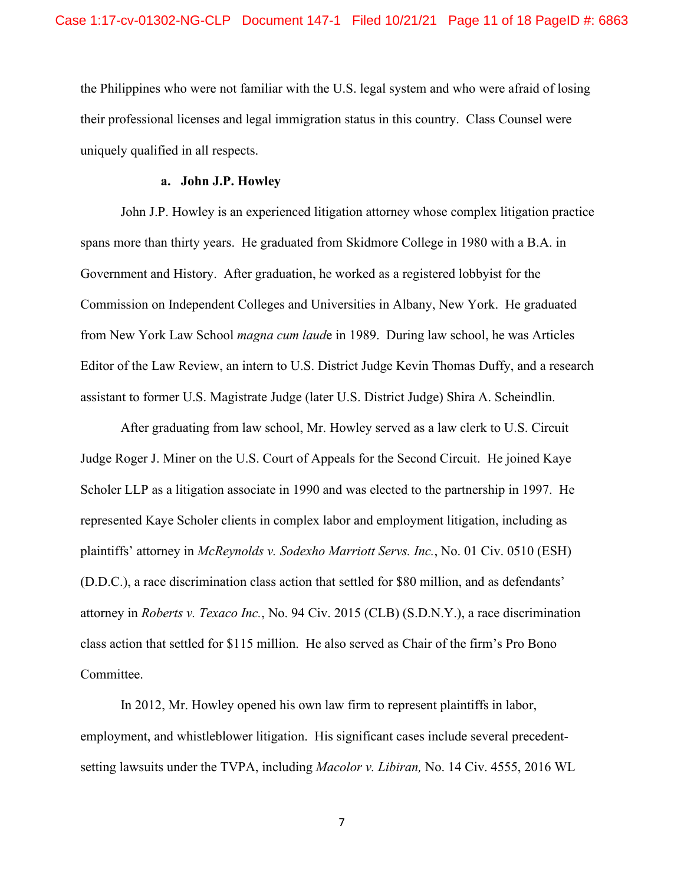the Philippines who were not familiar with the U.S. legal system and who were afraid of losing their professional licenses and legal immigration status in this country. Class Counsel were uniquely qualified in all respects.

**a. John J.P. Howley**

John J.P. Howley is an experienced litigation attorney whose complex litigation practice spans more than thirty years. He graduated from Skidmore College in 1980 with a B.A. in Government and History. After graduation, he worked as a registered lobbyist for the Commission on Independent Colleges and Universities in Albany, New York. He graduated from New York Law School *magna cum laude* in 1989. During law school, he was Articles Editor of the Law Review, an intern to U.S. District Judge Kevin Thomas Duffy, and a research assistant to former U.S. Magistrate Judge (later U.S. District Judge) Shira A. Scheindlin.

After graduating from law school, Mr. Howley served as a law clerk to U.S. Circuit Judge Roger J. Miner on the U.S. Court of Appeals for the Second Circuit. He joined Kaye Scholer LLP as a litigation associate in 1990 and was elected to the partnership in 1997. He represented Kaye Scholer clients in complex labor and employment litigation, including as plaintiffs' attorney in *McReynolds v. Sodexho Marriott Servs. Inc.*, No. 01 Civ. 0510 (ESH) (D.D.C.), a race discrimination class action that settled for $80 million, and as defendants' attorney in *Roberts v. Texaco Inc.*, No. 94 Civ. 2015 (CLB) (S.D.N.Y.), a race discrimination class action that settled for $115 million. He also served as Chair of the firm's Pro Bono Committee.

In 2012, Mr. Howley opened his own law firm to represent plaintiffs in labor, employment, and whistleblower litigation. His significant cases include several precedent-setting lawsuits under the TVPA, including *Macolor v. Libiran,* No. 14 Civ. 4555, 2016 WL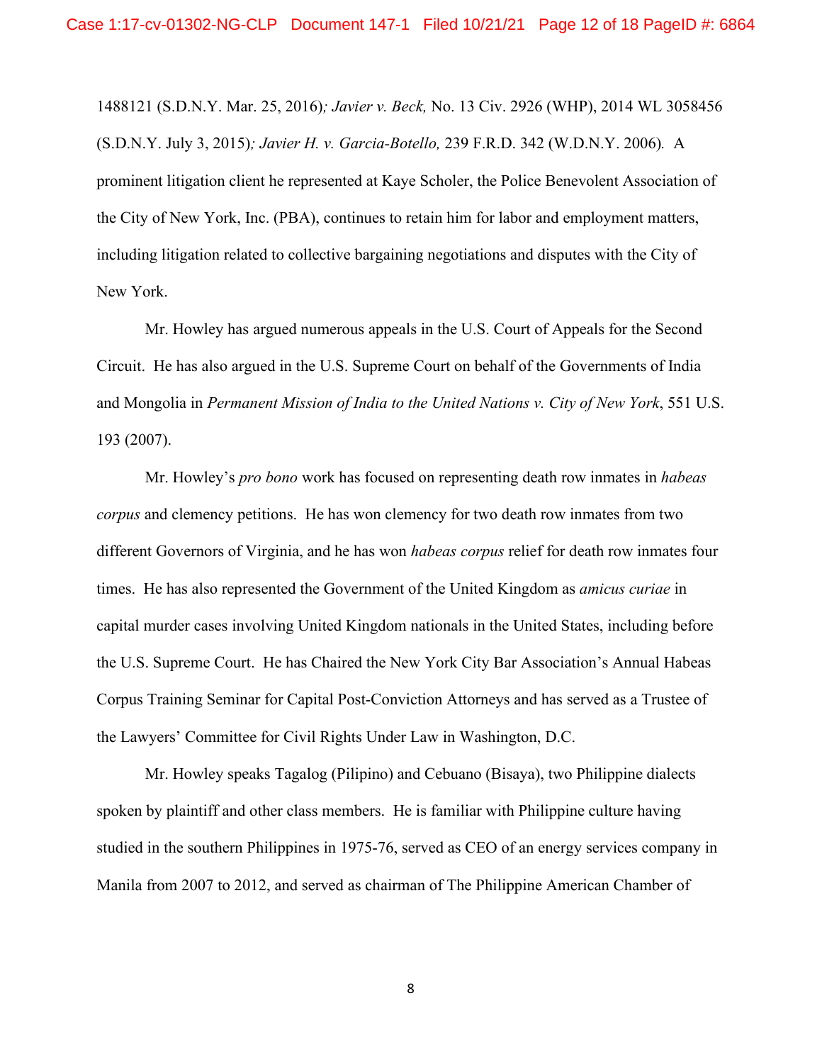1488121 (S.D.N.Y. Mar. 25, 2016)*; Javier v. Beck,* No. 13 Civ. 2926 (WHP), 2014 WL 3058456 (S.D.N.Y. July 3, 2015)*; Javier H. v. Garcia-Botello,* 239 F.R.D. 342 (W.D.N.Y. 2006)*.* A prominent litigation client he represented at Kaye Scholer, the Police Benevolent Association of the City of New York, Inc. (PBA), continues to retain him for labor and employment matters, including litigation related to collective bargaining negotiations and disputes with the City of New York.

Mr. Howley has argued numerous appeals in the U.S. Court of Appeals for the Second Circuit. He has also argued in the U.S. Supreme Court on behalf of the Governments of India and Mongolia in *Permanent Mission of India to the United Nations v. City of New York*, 551 U.S. 193 (2007).

Mr. Howley's *pro bono* work has focused on representing death row inmates in *habeas corpus* and clemency petitions. He has won clemency for two death row inmates from two different Governors of Virginia, and he has won *habeas corpus* relief for death row inmates four times. He has also represented the Government of the United Kingdom as *amicus curiae* in capital murder cases involving United Kingdom nationals in the United States, including before the U.S. Supreme Court. He has Chaired the New York City Bar Association's Annual Habeas Corpus Training Seminar for Capital Post-Conviction Attorneys and has served as a Trustee of the Lawyers' Committee for Civil Rights Under Law in Washington, D.C.

Mr. Howley speaks Tagalog (Pilipino) and Cebuano (Bisaya), two Philippine dialects spoken by plaintiff and other class members. He is familiar with Philippine culture having studied in the southern Philippines in 1975-76, served as CEO of an energy services company in Manila from 2007 to 2012, and served as chairman of The Philippine American Chamber of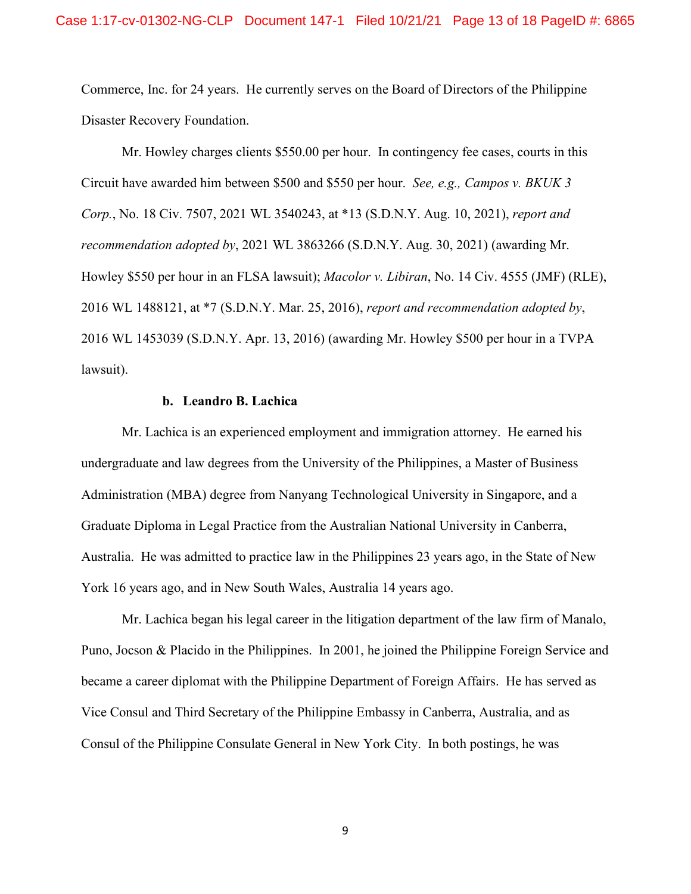Commerce, Inc. for 24 years. He currently serves on the Board of Directors of the Philippine Disaster Recovery Foundation.

Mr. Howley charges clients $550.00 per hour. In contingency fee cases, courts in this Circuit have awarded him between $500 and $550 per hour. *See, e.g., Campos v. BKUK 3 Corp.*, No. 18 Civ. 7507, 2021 WL 3540243, at *13 (S.D.N.Y. Aug. 10, 2021), *report and recommendation adopted by*, 2021 WL 3863266 (S.D.N.Y. Aug. 30, 2021) (awarding Mr. Howley $550 per hour in an FLSA lawsuit); *Macolor v. Libiran*, No. 14 Civ. 4555 (JMF) (RLE), 2016 WL 1488121, at *7 (S.D.N.Y. Mar. 25, 2016), *report and recommendation adopted by*, 2016 WL 1453039 (S.D.N.Y. Apr. 13, 2016) (awarding Mr. Howley $500 per hour in a TVPA lawsuit).

**b. Leandro B. Lachica**

Mr. Lachica is an experienced employment and immigration attorney. He earned his undergraduate and law degrees from the University of the Philippines, a Master of Business Administration (MBA) degree from Nanyang Technological University in Singapore, and a Graduate Diploma in Legal Practice from the Australian National University in Canberra, Australia. He was admitted to practice law in the Philippines 23 years ago, in the State of New York 16 years ago, and in New South Wales, Australia 14 years ago.

Mr. Lachica began his legal career in the litigation department of the law firm of Manalo, Puno, Jocson & Placido in the Philippines. In 2001, he joined the Philippine Foreign Service and became a career diplomat with the Philippine Department of Foreign Affairs. He has served as Vice Consul and Third Secretary of the Philippine Embassy in Canberra, Australia, and as Consul of the Philippine Consulate General in New York City. In both postings, he was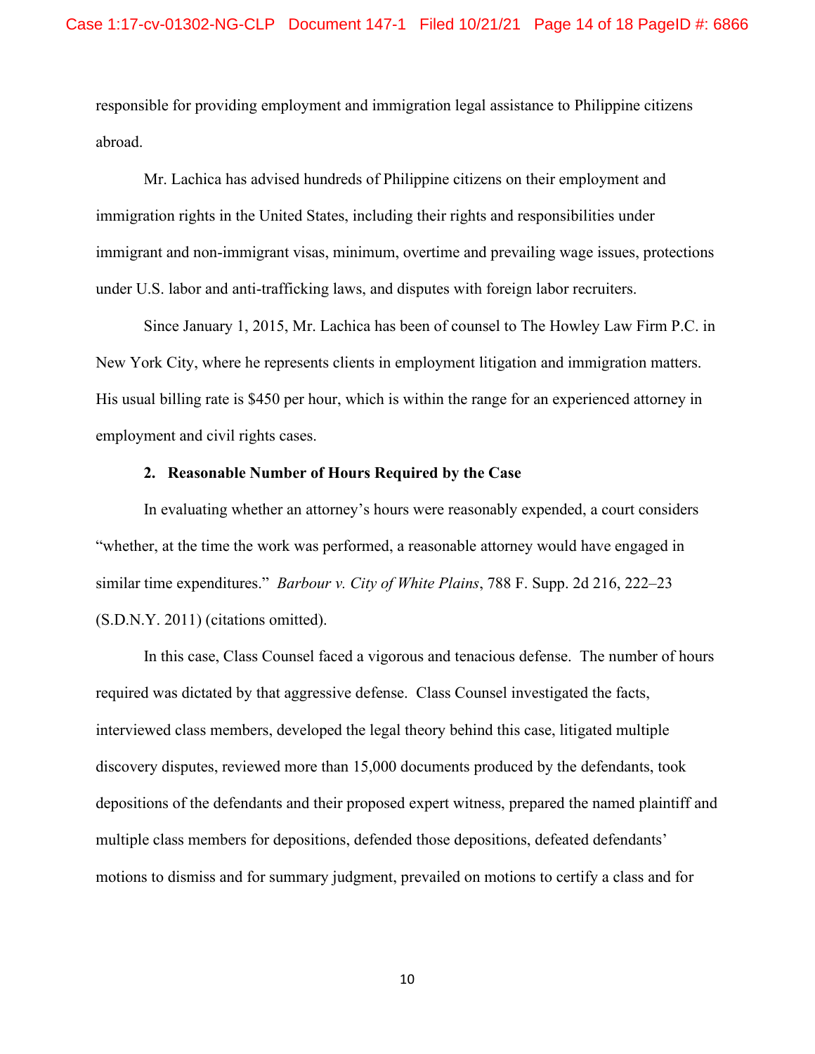responsible for providing employment and immigration legal assistance to Philippine citizens abroad.

Mr. Lachica has advised hundreds of Philippine citizens on their employment and immigration rights in the United States, including their rights and responsibilities under immigrant and non-immigrant visas, minimum, overtime and prevailing wage issues, protections under U.S. labor and anti-trafficking laws, and disputes with foreign labor recruiters.

Since January 1, 2015, Mr. Lachica has been of counsel to The Howley Law Firm P.C. in New York City, where he represents clients in employment litigation and immigration matters. His usual billing rate is $450 per hour, which is within the range for an experienced attorney in employment and civil rights cases.

**2. Reasonable Number of Hours Required by the Case**

In evaluating whether an attorney's hours were reasonably expended, a court considers "whether, at the time the work was performed, a reasonable attorney would have engaged in similar time expenditures." *Barbour v. City of White Plains*, 788 F. Supp. 2d 216, 222–23 (S.D.N.Y. 2011) (citations omitted).

In this case, Class Counsel faced a vigorous and tenacious defense. The number of hours required was dictated by that aggressive defense. Class Counsel investigated the facts, interviewed class members, developed the legal theory behind this case, litigated multiple discovery disputes, reviewed more than 15,000 documents produced by the defendants, took depositions of the defendants and their proposed expert witness, prepared the named plaintiff and multiple class members for depositions, defended those depositions, defeated defendants' motions to dismiss and for summary judgment, prevailed on motions to certify a class and for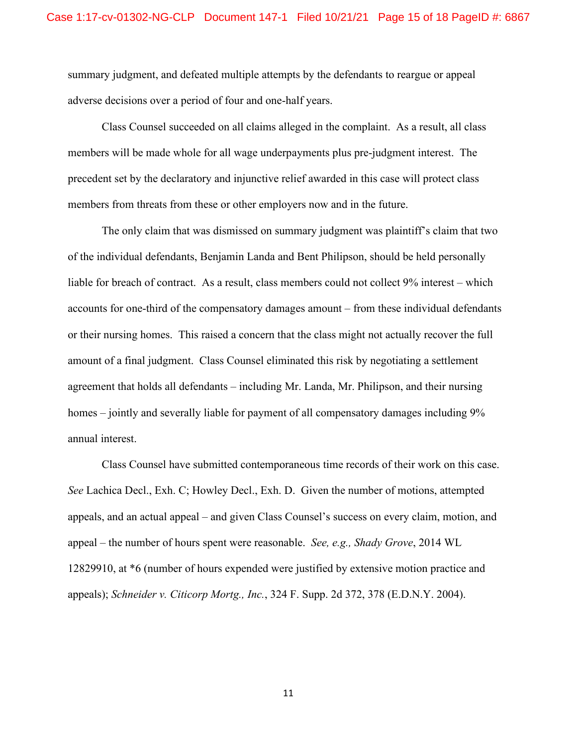summary judgment, and defeated multiple attempts by the defendants to reargue or appeal adverse decisions over a period of four and one-half years.

Class Counsel succeeded on all claims alleged in the complaint. As a result, all class members will be made whole for all wage underpayments plus pre-judgment interest. The precedent set by the declaratory and injunctive relief awarded in this case will protect class members from threats from these or other employers now and in the future.

The only claim that was dismissed on summary judgment was plaintiff's claim that two of the individual defendants, Benjamin Landa and Bent Philipson, should be held personally liable for breach of contract. As a result, class members could not collect 9% interest – which accounts for one-third of the compensatory damages amount – from these individual defendants or their nursing homes. This raised a concern that the class might not actually recover the full amount of a final judgment. Class Counsel eliminated this risk by negotiating a settlement agreement that holds all defendants – including Mr. Landa, Mr. Philipson, and their nursing homes – jointly and severally liable for payment of all compensatory damages including 9% annual interest.

Class Counsel have submitted contemporaneous time records of their work on this case. *See* Lachica Decl., Exh. C; Howley Decl., Exh. D. Given the number of motions, attempted appeals, and an actual appeal – and given Class Counsel's success on every claim, motion, and appeal – the number of hours spent were reasonable. *See, e.g., Shady Grove*, 2014 WL 12829910, at *6 (number of hours expended were justified by extensive motion practice and appeals); *Schneider v. Citicorp Mortg., Inc.*, 324 F. Supp. 2d 372, 378 (E.D.N.Y. 2004).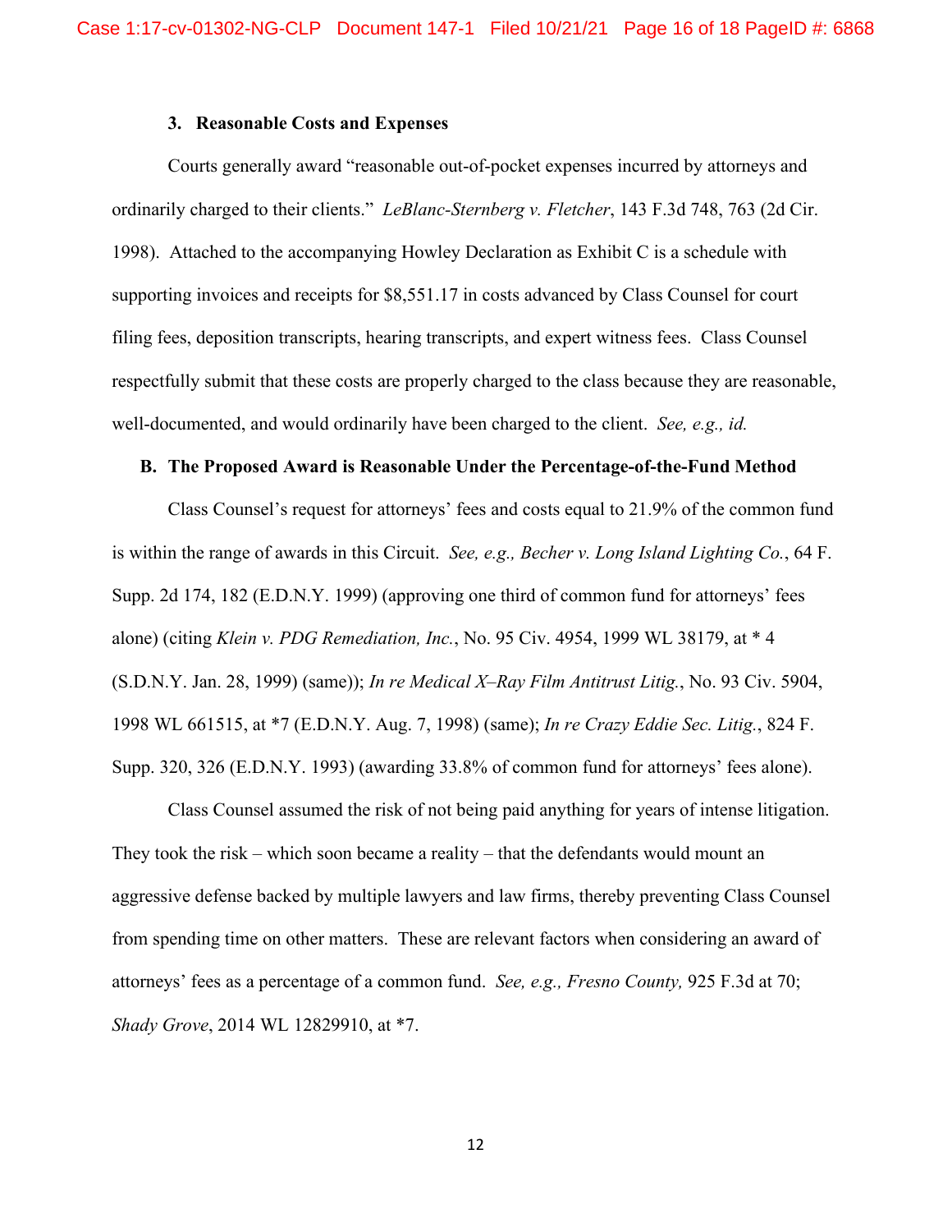### 3. Reasonable Costs and Expenses

Courts generally award "reasonable out-of-pocket expenses incurred by attorneys and ordinarily charged to their clients." *LeBlanc-Sternberg v. Fletcher*, 143 F.3d 748, 763 (2d Cir. 1998). Attached to the accompanying Howley Declaration as Exhibit C is a schedule with supporting invoices and receipts for $8,551.17 in costs advanced by Class Counsel for court filing fees, deposition transcripts, hearing transcripts, and expert witness fees. Class Counsel respectfully submit that these costs are properly charged to the class because they are reasonable, well-documented, and would ordinarily have been charged to the client. *See, e.g., id.*

## B. The Proposed Award is Reasonable Under the Percentage-of-the-Fund Method

Class Counsel's request for attorneys' fees and costs equal to 21.9% of the common fund is within the range of awards in this Circuit. *See, e.g., Becher v. Long Island Lighting Co.*, 64 F. Supp. 2d 174, 182 (E.D.N.Y. 1999) (approving one third of common fund for attorneys' fees alone) (citing *Klein v. PDG Remediation, Inc.*, No. 95 Civ. 4954, 1999 WL 38179, at * 4 (S.D.N.Y. Jan. 28, 1999) (same)); *In re Medical X–Ray Film Antitrust Litig.*, No. 93 Civ. 5904, 1998 WL 661515, at *7 (E.D.N.Y. Aug. 7, 1998) (same); *In re Crazy Eddie Sec. Litig.*, 824 F. Supp. 320, 326 (E.D.N.Y. 1993) (awarding 33.8% of common fund for attorneys' fees alone).

Class Counsel assumed the risk of not being paid anything for years of intense litigation. They took the risk – which soon became a reality – that the defendants would mount an aggressive defense backed by multiple lawyers and law firms, thereby preventing Class Counsel from spending time on other matters. These are relevant factors when considering an award of attorneys' fees as a percentage of a common fund. *See, e.g., Fresno County,* 925 F.3d at 70; *Shady Grove*, 2014 WL 12829910, at *7.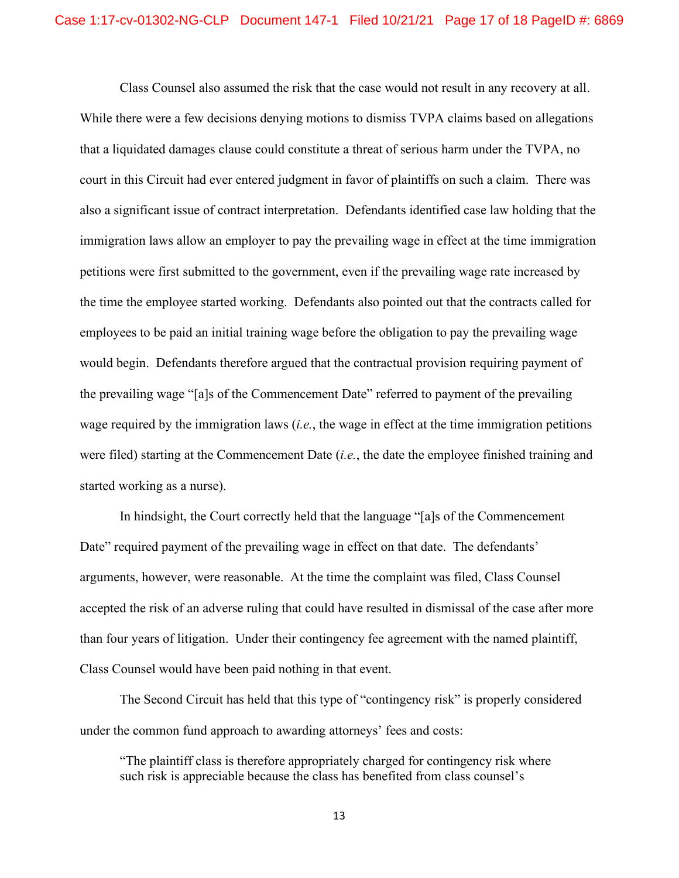Class Counsel also assumed the risk that the case would not result in any recovery at all. While there were a few decisions denying motions to dismiss TVPA claims based on allegations that a liquidated damages clause could constitute a threat of serious harm under the TVPA, no court in this Circuit had ever entered judgment in favor of plaintiffs on such a claim. There was also a significant issue of contract interpretation. Defendants identified case law holding that the immigration laws allow an employer to pay the prevailing wage in effect at the time immigration petitions were first submitted to the government, even if the prevailing wage rate increased by the time the employee started working. Defendants also pointed out that the contracts called for employees to be paid an initial training wage before the obligation to pay the prevailing wage would begin. Defendants therefore argued that the contractual provision requiring payment of the prevailing wage "[a]s of the Commencement Date" referred to payment of the prevailing wage required by the immigration laws (*i.e.*, the wage in effect at the time immigration petitions were filed) starting at the Commencement Date (*i.e.*, the date the employee finished training and started working as a nurse).

In hindsight, the Court correctly held that the language "[a]s of the Commencement Date" required payment of the prevailing wage in effect on that date. The defendants' arguments, however, were reasonable. At the time the complaint was filed, Class Counsel accepted the risk of an adverse ruling that could have resulted in dismissal of the case after more than four years of litigation. Under their contingency fee agreement with the named plaintiff, Class Counsel would have been paid nothing in that event.

The Second Circuit has held that this type of "contingency risk" is properly considered under the common fund approach to awarding attorneys' fees and costs:

> "The plaintiff class is therefore appropriately charged for contingency risk where such risk is appreciable because the class has benefited from class counsel's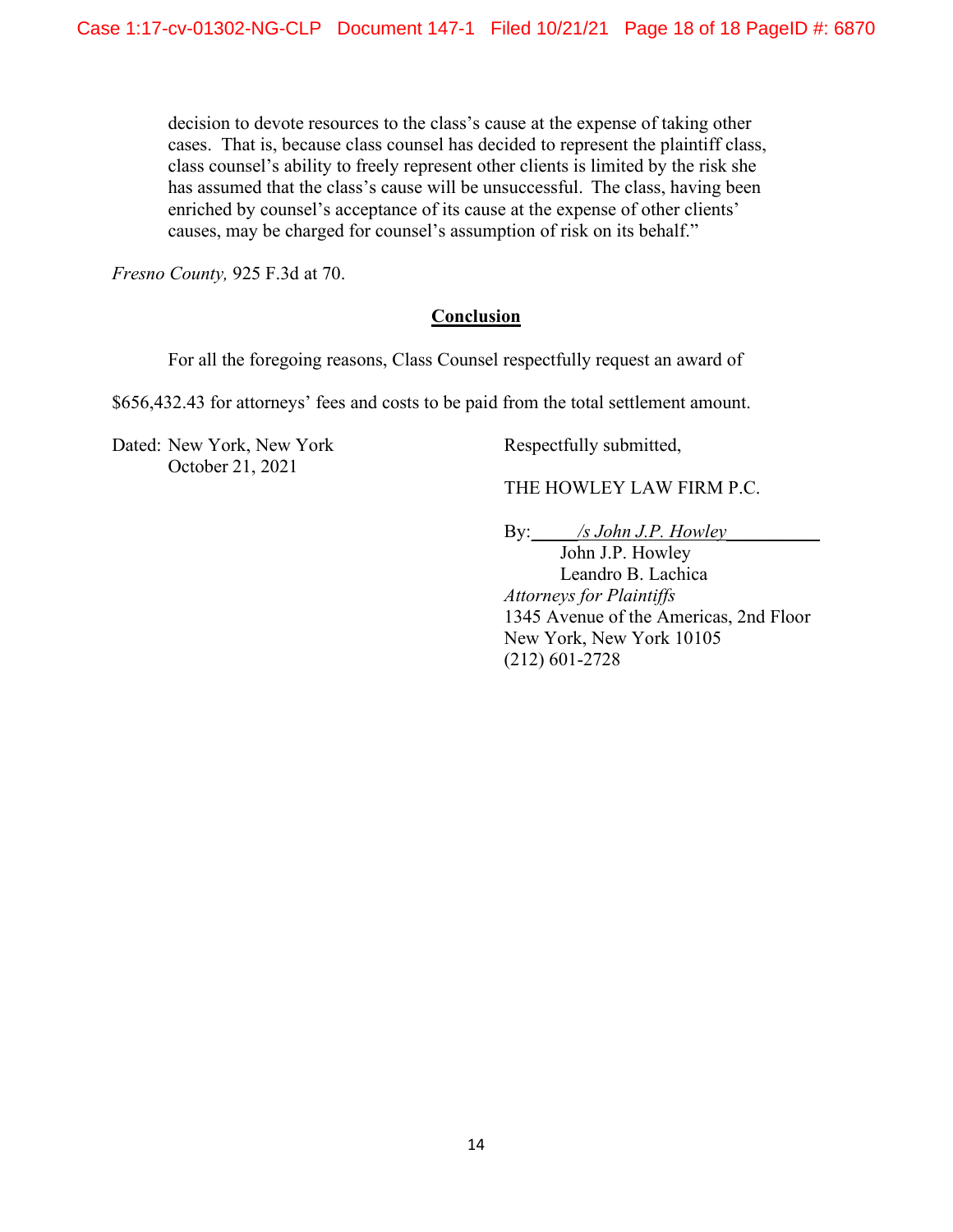> decision to devote resources to the class's cause at the expense of taking other cases. That is, because class counsel has decided to represent the plaintiff class, class counsel's ability to freely represent other clients is limited by the risk she has assumed that the class's cause will be unsuccessful. The class, having been enriched by counsel's acceptance of its cause at the expense of other clients' causes, may be charged for counsel's assumption of risk on its behalf."

*Fresno County,* 925 F.3d at 70.

## **Conclusion**

For all the foregoing reasons, Class Counsel respectfully request an award of $656,432.43 for attorneys' fees and costs to be paid from the total settlement amount.

Dated: New York, New York
October 21, 2021

Respectfully submitted,

THE HOWLEY LAW FIRM P.C.

By: */s John J.P. Howley*
John J.P. Howley
Leandro B. Lachica
*Attorneys for Plaintiffs*
1345 Avenue of the Americas, 2nd Floor
New York, New York 10105
(212) 601-2728